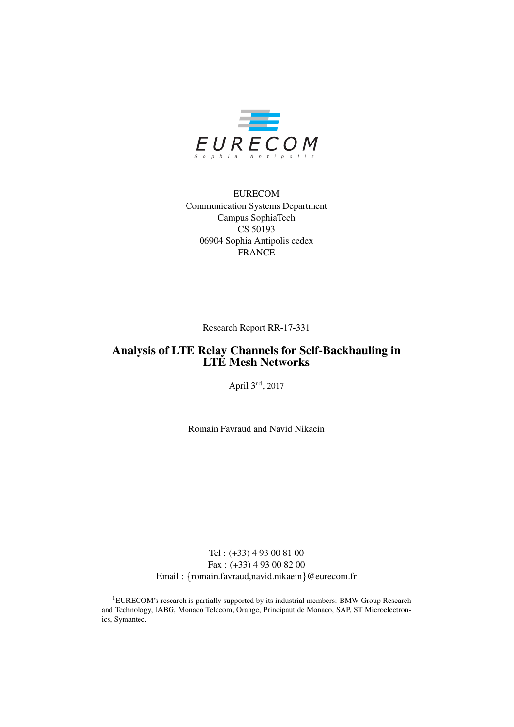EURECOM
Communication Systems Department
Campus SophiaTech
CS 50193
06904 Sophia Antipolis cedex
FRANCE

Research Report RR-17-331

# Analysis of LTE Relay Channels for Self-Backhauling in LTE Mesh Networks

April 3$^{\text{rd}}$, 2017

Romain Favraud and Navid Nikaein

Tel : (+33) 4 93 00 81 00
Fax : (+33) 4 93 00 82 00
Email : {romain.favraud,navid.nikaein}@eurecom.fr

[1]EURECOM's research is partially supported by its industrial members: BMW Group Research and Technology, IABG, Monaco Telecom, Orange, Principaut de Monaco, SAP, ST Microelectronics, Symantec.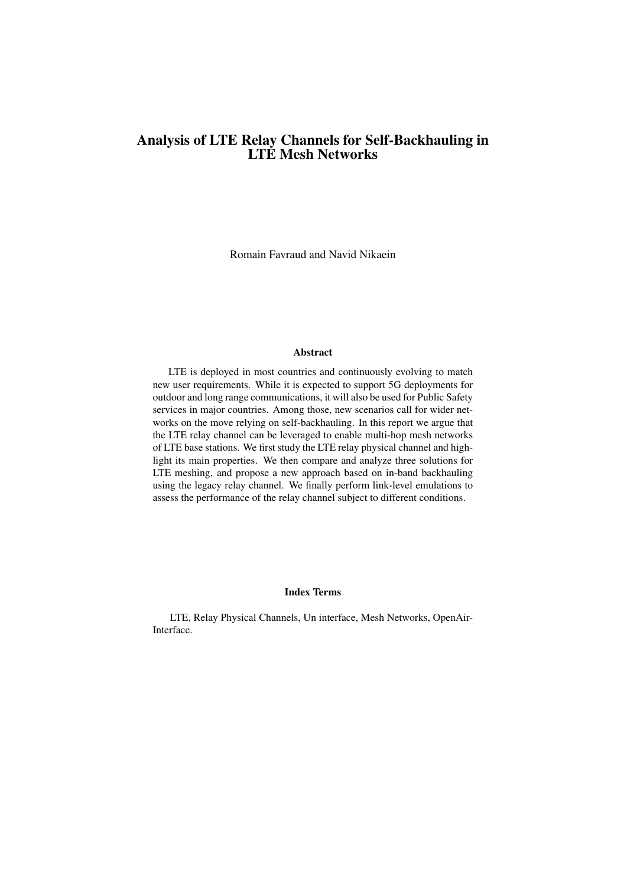// Analysis of LTE Relay Channels for Self-Backhauling in LTE Mesh Networks

Romain Favraud and Navid Nikaein

**Abstract**

LTE is deployed in most countries and continuously evolving to match new user requirements. While it is expected to support 5G deployments for outdoor and long range communications, it will also be used for Public Safety services in major countries. Among those, new scenarios call for wider networks on the move relying on self-backhauling. In this report we argue that the LTE relay channel can be leveraged to enable multi-hop mesh networks of LTE base stations. We first study the LTE relay physical channel and highlight its main properties. We then compare and analyze three solutions for LTE meshing, and propose a new approach based on in-band backhauling using the legacy relay channel. We finally perform link-level emulations to assess the performance of the relay channel subject to different conditions.

**Index Terms**

LTE, Relay Physical Channels, Un interface, Mesh Networks, OpenAirInterface.

# Analysis of LTE Relay Channels for Self-Backhauling in LTE Mesh Networks

Romain Favraud and Navid Nikaein

**Abstract**

LTE is deployed in most countries and continuously evolving to match new user requirements. While it is expected to support 5G deployments for outdoor and long range communications, it will also be used for Public Safety services in major countries. Among those, new scenarios call for wider networks on the move relying on self-backhauling. In this report we argue that the LTE relay channel can be leveraged to enable multi-hop mesh networks of LTE base stations. We first study the LTE relay physical channel and highlight its main properties. We then compare and analyze three solutions for LTE meshing, and propose a new approach based on in-band backhauling using the legacy relay channel. We finally perform link-level emulations to assess the performance of the relay channel subject to different conditions.

**Index Terms**

LTE, Relay Physical Channels, Un interface, Mesh Networks, OpenAirInterface.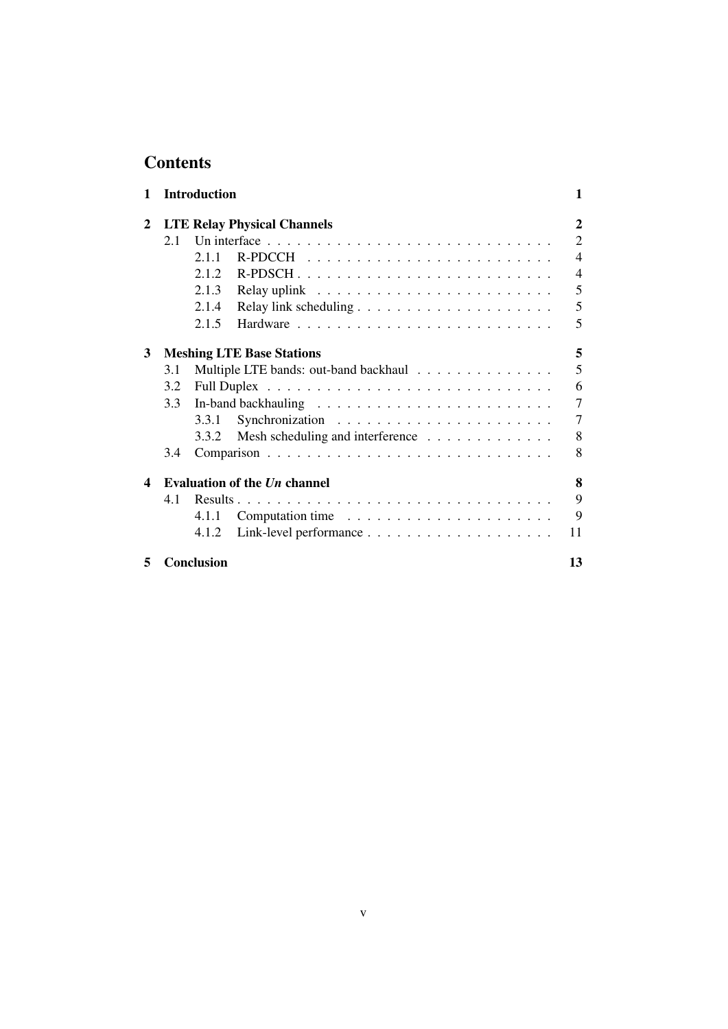# Contents

| | | |
|---|---|---|
| **1** | **Introduction** | **1** |
| **2** | **LTE Relay Physical Channels** | **2** |
| 2.1 | Un interface | 2 |
| 2.1.1 | R-PDCCH | 4 |
| 2.1.2 | R-PDSCH | 4 |
| 2.1.3 | Relay uplink | 5 |
| 2.1.4 | Relay link scheduling | 5 |
| 2.1.5 | Hardware | 5 |
| **3** | **Meshing LTE Base Stations** | **5** |
| 3.1 | Multiple LTE bands: out-band backhaul | 5 |
| 3.2 | Full Duplex | 6 |
| 3.3 | In-band backhauling | 7 |
| 3.3.1 | Synchronization | 7 |
| 3.3.2 | Mesh scheduling and interference | 8 |
| 3.4 | Comparison | 8 |
| **4** | **Evaluation of the *Un* channel** | **8** |
| 4.1 | Results | 9 |
| 4.1.1 | Computation time | 9 |
| 4.1.2 | Link-level performance | 11 |
| **5** | **Conclusion** | **13** |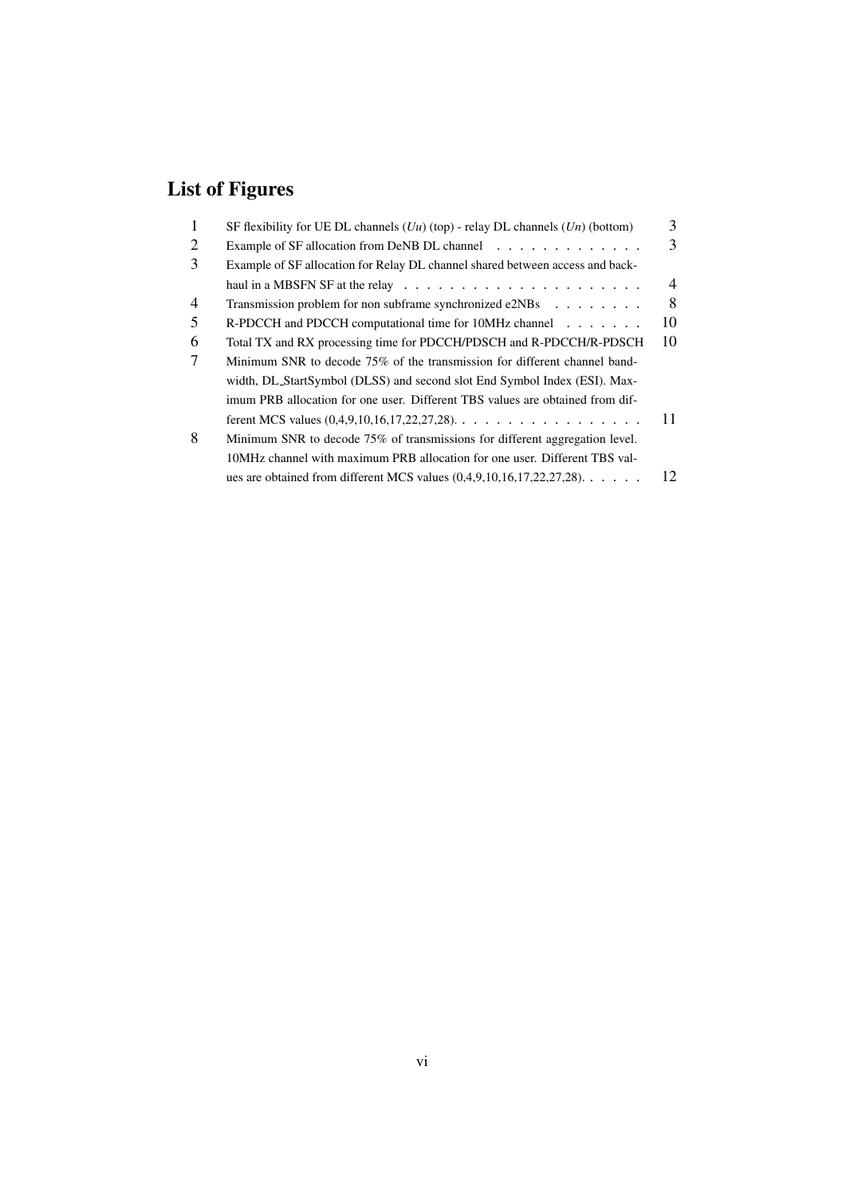# List of Figures

| | | |
|---|---|---|
| 1 | SF flexibility for UE DL channels (*Uu*) (top) - relay DL channels (*Un*) (bottom) | 3 |
| 2 | Example of SF allocation from DeNB DL channel | 3 |
| 3 | Example of SF allocation for Relay DL channel shared between access and backhaul in a MBSFN SF at the relay | 4 |
| 4 | Transmission problem for non subframe synchronized e2NBs | 8 |
| 5 | R-PDCCH and PDCCH computational time for 10MHz channel | 10 |
| 6 | Total TX and RX processing time for PDCCH/PDSCH and R-PDCCH/R-PDSCH | 10 |
| 7 | Minimum SNR to decode 75% of the transmission for different channel bandwidth, DL_StartSymbol (DLSS) and second slot End Symbol Index (ESI). Maximum PRB allocation for one user. Different TBS values are obtained from different MCS values (0,4,9,10,16,17,22,27,28). | 11 |
| 8 | Minimum SNR to decode 75% of transmissions for different aggregation level. 10MHz channel with maximum PRB allocation for one user. Different TBS values are obtained from different MCS values (0,4,9,10,16,17,22,27,28). | 12 |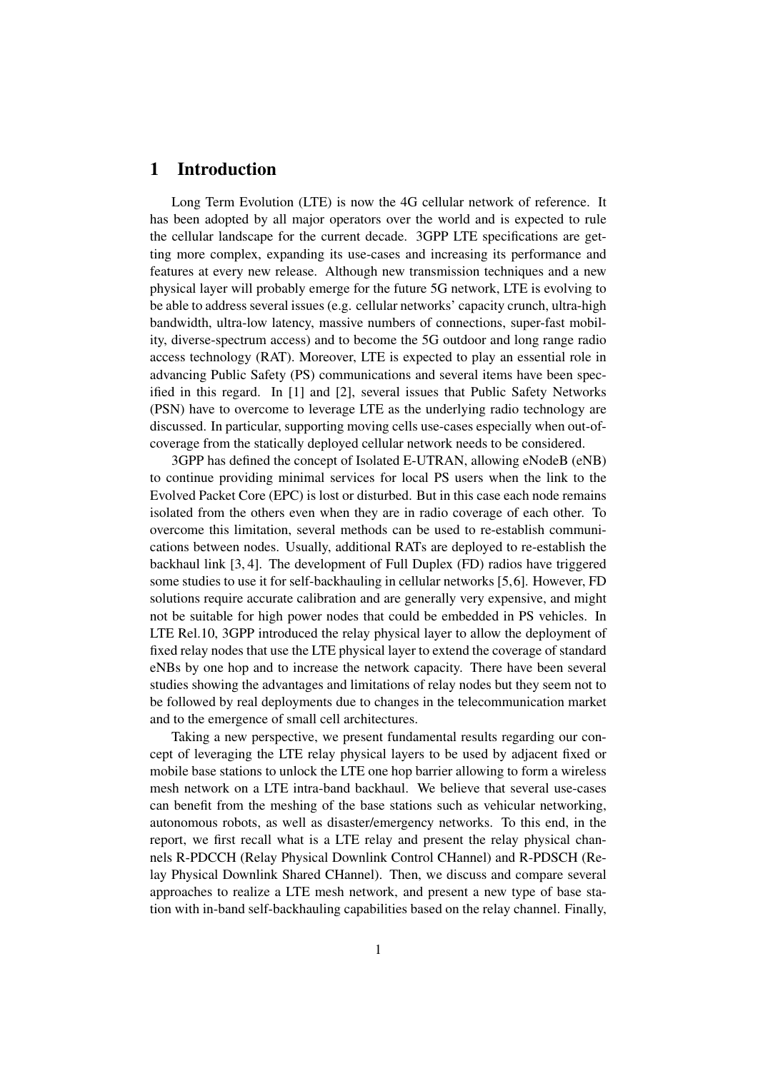# 1 Introduction

Long Term Evolution (LTE) is now the 4G cellular network of reference. It has been adopted by all major operators over the world and is expected to rule the cellular landscape for the current decade. 3GPP LTE specifications are getting more complex, expanding its use-cases and increasing its performance and features at every new release. Although new transmission techniques and a new physical layer will probably emerge for the future 5G network, LTE is evolving to be able to address several issues (e.g. cellular networks' capacity crunch, ultra-high bandwidth, ultra-low latency, massive numbers of connections, super-fast mobility, diverse-spectrum access) and to become the 5G outdoor and long range radio access technology (RAT). Moreover, LTE is expected to play an essential role in advancing Public Safety (PS) communications and several items have been specified in this regard. In [1] and [2], several issues that Public Safety Networks (PSN) have to overcome to leverage LTE as the underlying radio technology are discussed. In particular, supporting moving cells use-cases especially when out-of-coverage from the statically deployed cellular network needs to be considered.

3GPP has defined the concept of Isolated E-UTRAN, allowing eNodeB (eNB) to continue providing minimal services for local PS users when the link to the Evolved Packet Core (EPC) is lost or disturbed. But in this case each node remains isolated from the others even when they are in radio coverage of each other. To overcome this limitation, several methods can be used to re-establish communications between nodes. Usually, additional RATs are deployed to re-establish the backhaul link [3, 4]. The development of Full Duplex (FD) radios have triggered some studies to use it for self-backhauling in cellular networks [5, 6]. However, FD solutions require accurate calibration and are generally very expensive, and might not be suitable for high power nodes that could be embedded in PS vehicles. In LTE Rel.10, 3GPP introduced the relay physical layer to allow the deployment of fixed relay nodes that use the LTE physical layer to extend the coverage of standard eNBs by one hop and to increase the network capacity. There have been several studies showing the advantages and limitations of relay nodes but they seem not to be followed by real deployments due to changes in the telecommunication market and to the emergence of small cell architectures.

Taking a new perspective, we present fundamental results regarding our concept of leveraging the LTE relay physical layers to be used by adjacent fixed or mobile base stations to unlock the LTE one hop barrier allowing to form a wireless mesh network on a LTE intra-band backhaul. We believe that several use-cases can benefit from the meshing of the base stations such as vehicular networking, autonomous robots, as well as disaster/emergency networks. To this end, in the report, we first recall what is a LTE relay and present the relay physical channels R-PDCCH (Relay Physical Downlink Control CHannel) and R-PDSCH (Relay Physical Downlink Shared CHannel). Then, we discuss and compare several approaches to realize a LTE mesh network, and present a new type of base station with in-band self-backhauling capabilities based on the relay channel. Finally,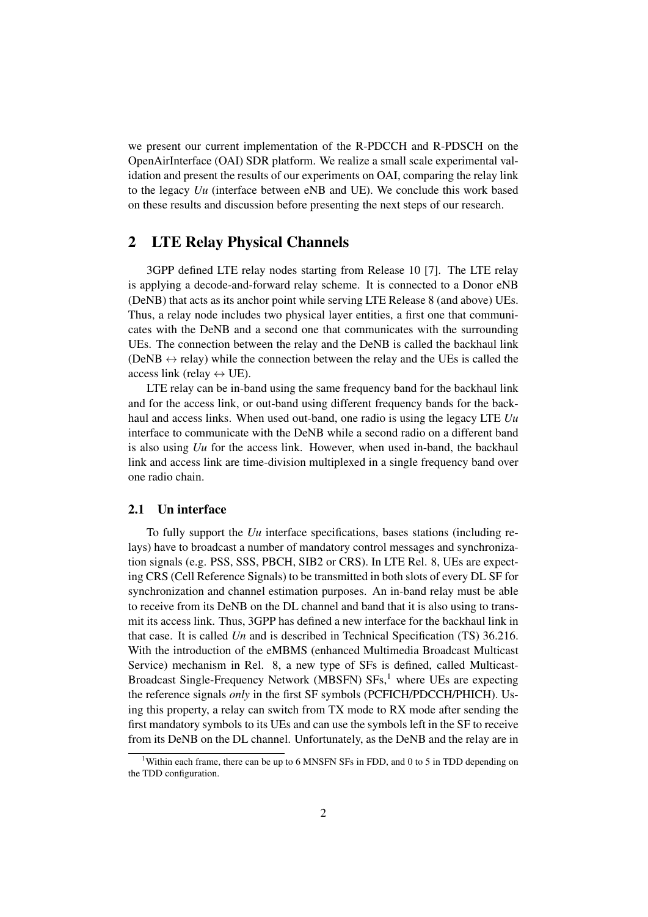we present our current implementation of the R-PDCCH and R-PDSCH on the OpenAirInterface (OAI) SDR platform. We realize a small scale experimental validation and present the results of our experiments on OAI, comparing the relay link to the legacy *Uu* (interface between eNB and UE). We conclude this work based on these results and discussion before presenting the next steps of our research.

## 2 LTE Relay Physical Channels

3GPP defined LTE relay nodes starting from Release 10 [7]. The LTE relay is applying a decode-and-forward relay scheme. It is connected to a Donor eNB (DeNB) that acts as its anchor point while serving LTE Release 8 (and above) UEs. Thus, a relay node includes two physical layer entities, a first one that communicates with the DeNB and a second one that communicates with the surrounding UEs. The connection between the relay and the DeNB is called the backhaul link (DeNB $\leftrightarrow$ relay) while the connection between the relay and the UEs is called the access link (relay $\leftrightarrow$ UE).

LTE relay can be in-band using the same frequency band for the backhaul link and for the access link, or out-band using different frequency bands for the backhaul and access links. When used out-band, one radio is using the legacy LTE *Uu* interface to communicate with the DeNB while a second radio on a different band is also using *Uu* for the access link. However, when used in-band, the backhaul link and access link are time-division multiplexed in a single frequency band over one radio chain.

### 2.1 Un interface

To fully support the *Uu* interface specifications, bases stations (including relays) have to broadcast a number of mandatory control messages and synchronization signals (e.g. PSS, SSS, PBCH, SIB2 or CRS). In LTE Rel. 8, UEs are expecting CRS (Cell Reference Signals) to be transmitted in both slots of every DL SF for synchronization and channel estimation purposes. An in-band relay must be able to receive from its DeNB on the DL channel and band that it is also using to transmit its access link. Thus, 3GPP has defined a new interface for the backhaul link in that case. It is called *Un* and is described in Technical Specification (TS) 36.216. With the introduction of the eMBMS (enhanced Multimedia Broadcast Multicast Service) mechanism in Rel. 8, a new type of SFs is defined, called Multicast-Broadcast Single-Frequency Network (MBSFN) SFs,[1] where UEs are expecting the reference signals *only* in the first SF symbols (PCFICH/PDCCH/PHICH). Using this property, a relay can switch from TX mode to RX mode after sending the first mandatory symbols to its UEs and can use the symbols left in the SF to receive from its DeNB on the DL channel. Unfortunately, as the DeNB and the relay are in

[1] Within each frame, there can be up to 6 MNSFN SFs in FDD, and 0 to 5 in TDD depending on the TDD configuration.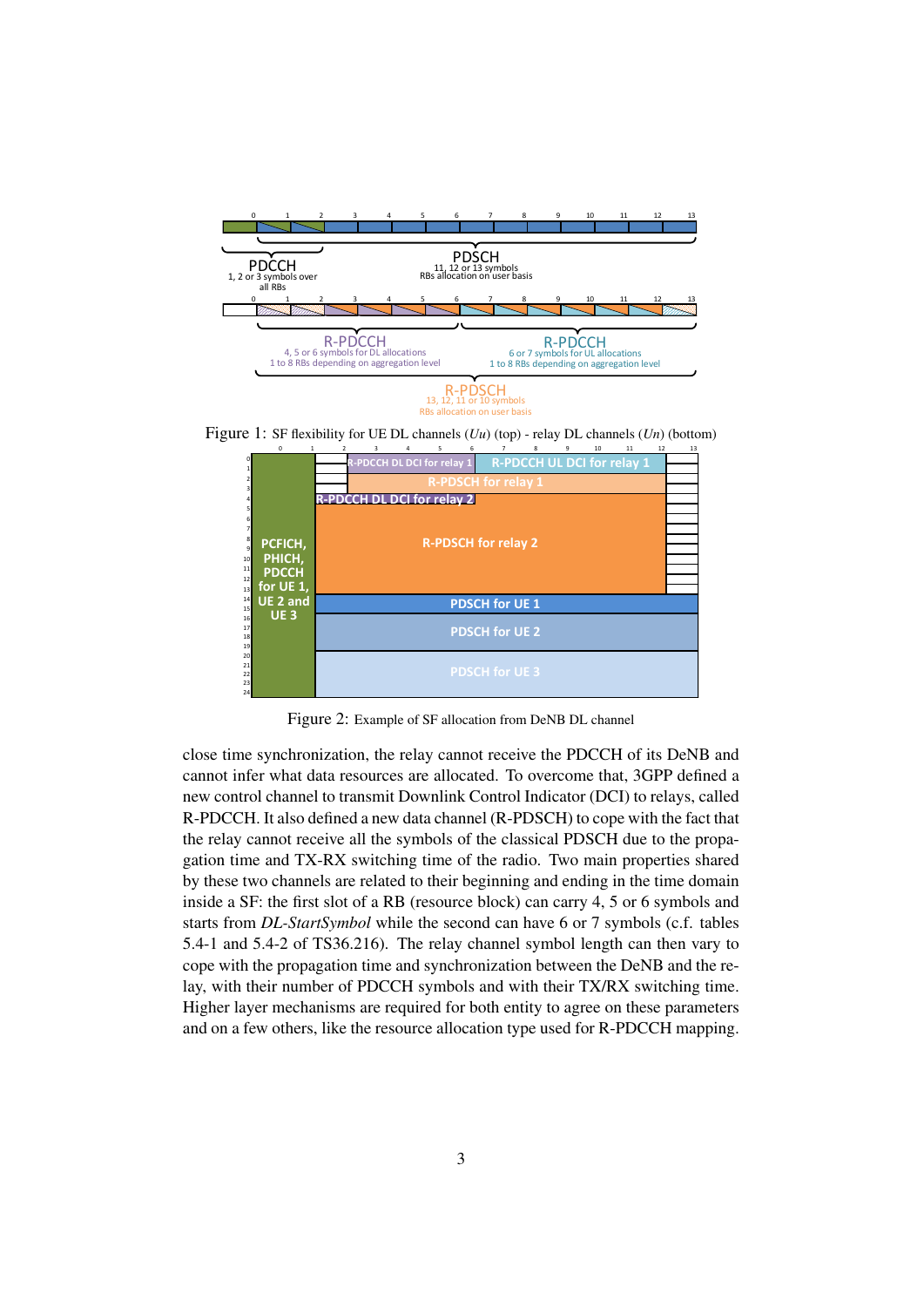Figure 1: SF flexibility for UE DL channels (*Uu*) (top) - relay DL channels (*Un*) (bottom)

Figure 2: Example of SF allocation from DeNB DL channel

close time synchronization, the relay cannot receive the PDCCH of its DeNB and cannot infer what data resources are allocated. To overcome that, 3GPP defined a new control channel to transmit Downlink Control Indicator (DCI) to relays, called R-PDCCH. It also defined a new data channel (R-PDSCH) to cope with the fact that the relay cannot receive all the symbols of the classical PDSCH due to the propagation time and TX-RX switching time of the radio. Two main properties shared by these two channels are related to their beginning and ending in the time domain inside a SF: the first slot of a RB (resource block) can carry 4, 5 or 6 symbols and starts from *DL-StartSymbol* while the second can have 6 or 7 symbols (c.f. tables 5.4-1 and 5.4-2 of TS36.216). The relay channel symbol length can then vary to cope with the propagation time and synchronization between the DeNB and the relay, with their number of PDCCH symbols and with their TX/RX switching time. Higher layer mechanisms are required for both entity to agree on these parameters and on a few others, like the resource allocation type used for R-PDCCH mapping.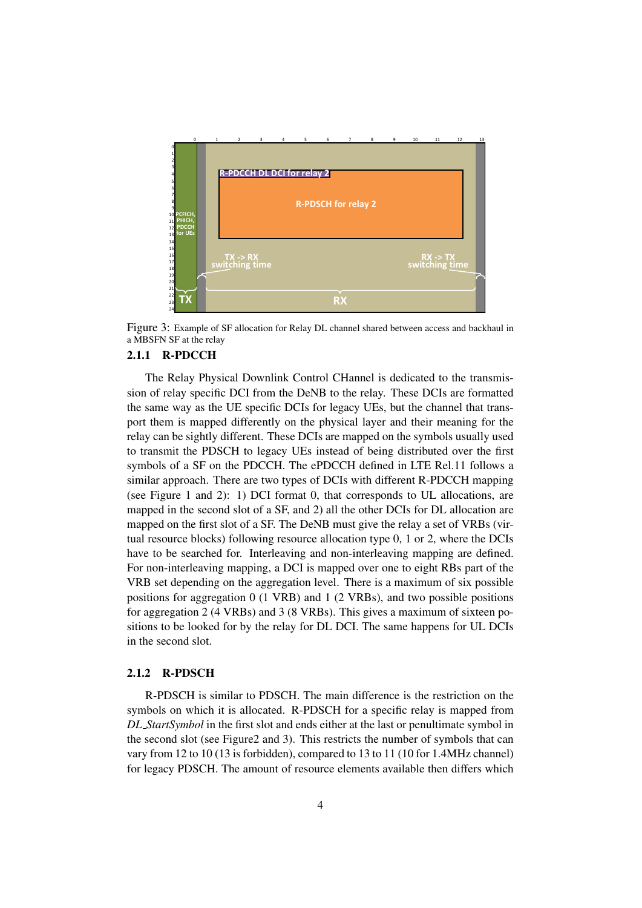Figure 3: Example of SF allocation for Relay DL channel shared between access and backhaul in a MBSFN SF at the relay

### 2.1.1 R-PDCCH

The Relay Physical Downlink Control CHannel is dedicated to the transmission of relay specific DCI from the DeNB to the relay. These DCIs are formatted the same way as the UE specific DCIs for legacy UEs, but the channel that transport them is mapped differently on the physical layer and their meaning for the relay can be sightly different. These DCIs are mapped on the symbols usually used to transmit the PDSCH to legacy UEs instead of being distributed over the first symbols of a SF on the PDCCH. The ePDCCH defined in LTE Rel.11 follows a similar approach. There are two types of DCIs with different R-PDCCH mapping (see Figure 1 and 2): 1) DCI format 0, that corresponds to UL allocations, are mapped in the second slot of a SF, and 2) all the other DCIs for DL allocation are mapped on the first slot of a SF. The DeNB must give the relay a set of VRBs (virtual resource blocks) following resource allocation type 0, 1 or 2, where the DCIs have to be searched for. Interleaving and non-interleaving mapping are defined. For non-interleaving mapping, a DCI is mapped over one to eight RBs part of the VRB set depending on the aggregation level. There is a maximum of six possible positions for aggregation 0 (1 VRB) and 1 (2 VRBs), and two possible positions for aggregation 2 (4 VRBs) and 3 (8 VRBs). This gives a maximum of sixteen positions to be looked for by the relay for DL DCI. The same happens for UL DCIs in the second slot.

### 2.1.2 R-PDSCH

R-PDSCH is similar to PDSCH. The main difference is the restriction on the symbols on which it is allocated. R-PDSCH for a specific relay is mapped from *DL_StartSymbol* in the first slot and ends either at the last or penultimate symbol in the second slot (see Figure2 and 3). This restricts the number of symbols that can vary from 12 to 10 (13 is forbidden), compared to 13 to 11 (10 for 1.4MHz channel) for legacy PDSCH. The amount of resource elements available then differs which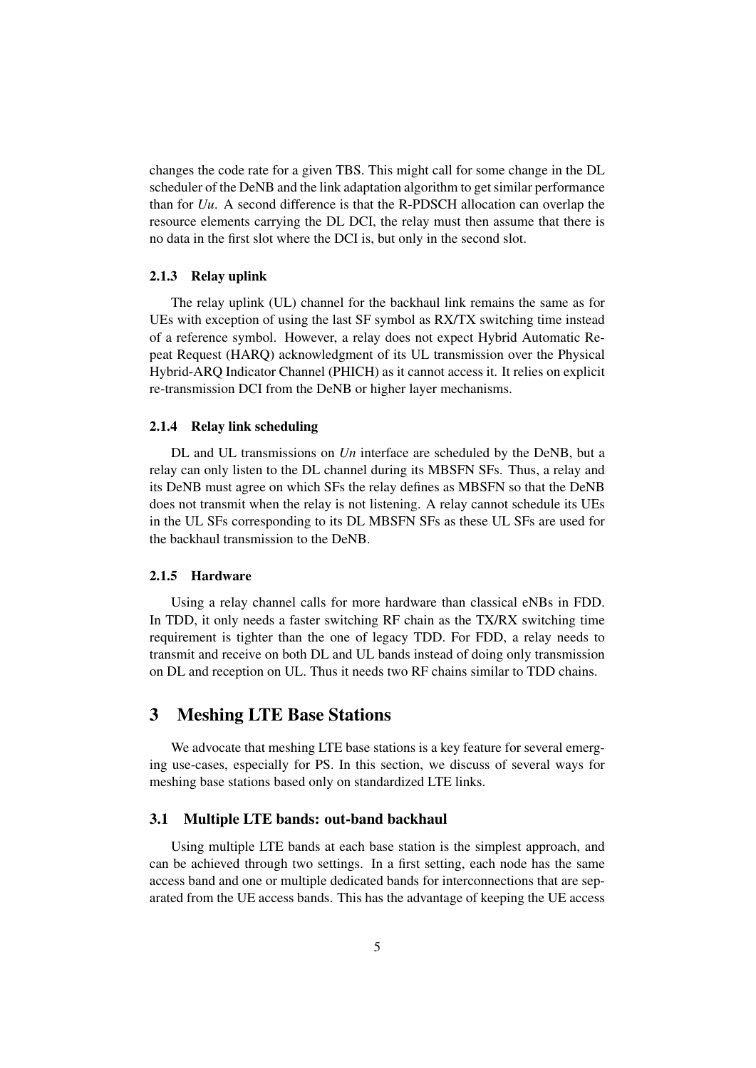changes the code rate for a given TBS. This might call for some change in the DL scheduler of the DeNB and the link adaptation algorithm to get similar performance than for *Uu*. A second difference is that the R-PDSCH allocation can overlap the resource elements carrying the DL DCI, the relay must then assume that there is no data in the first slot where the DCI is, but only in the second slot.

### 2.1.3 Relay uplink

The relay uplink (UL) channel for the backhaul link remains the same as for UEs with exception of using the last SF symbol as RX/TX switching time instead of a reference symbol. However, a relay does not expect Hybrid Automatic Repeat Request (HARQ) acknowledgment of its UL transmission over the Physical Hybrid-ARQ Indicator Channel (PHICH) as it cannot access it. It relies on explicit re-transmission DCI from the DeNB or higher layer mechanisms.

### 2.1.4 Relay link scheduling

DL and UL transmissions on *Un* interface are scheduled by the DeNB, but a relay can only listen to the DL channel during its MBSFN SFs. Thus, a relay and its DeNB must agree on which SFs the relay defines as MBSFN so that the DeNB does not transmit when the relay is not listening. A relay cannot schedule its UEs in the UL SFs corresponding to its DL MBSFN SFs as these UL SFs are used for the backhaul transmission to the DeNB.

### 2.1.5 Hardware

Using a relay channel calls for more hardware than classical eNBs in FDD. In TDD, it only needs a faster switching RF chain as the TX/RX switching time requirement is tighter than the one of legacy TDD. For FDD, a relay needs to transmit and receive on both DL and UL bands instead of doing only transmission on DL and reception on UL. Thus it needs two RF chains similar to TDD chains.

# 3 Meshing LTE Base Stations

We advocate that meshing LTE base stations is a key feature for several emerging use-cases, especially for PS. In this section, we discuss of several ways for meshing base stations based only on standardized LTE links.

## 3.1 Multiple LTE bands: out-band backhaul

Using multiple LTE bands at each base station is the simplest approach, and can be achieved through two settings. In a first setting, each node has the same access band and one or multiple dedicated bands for interconnections that are separated from the UE access bands. This has the advantage of keeping the UE access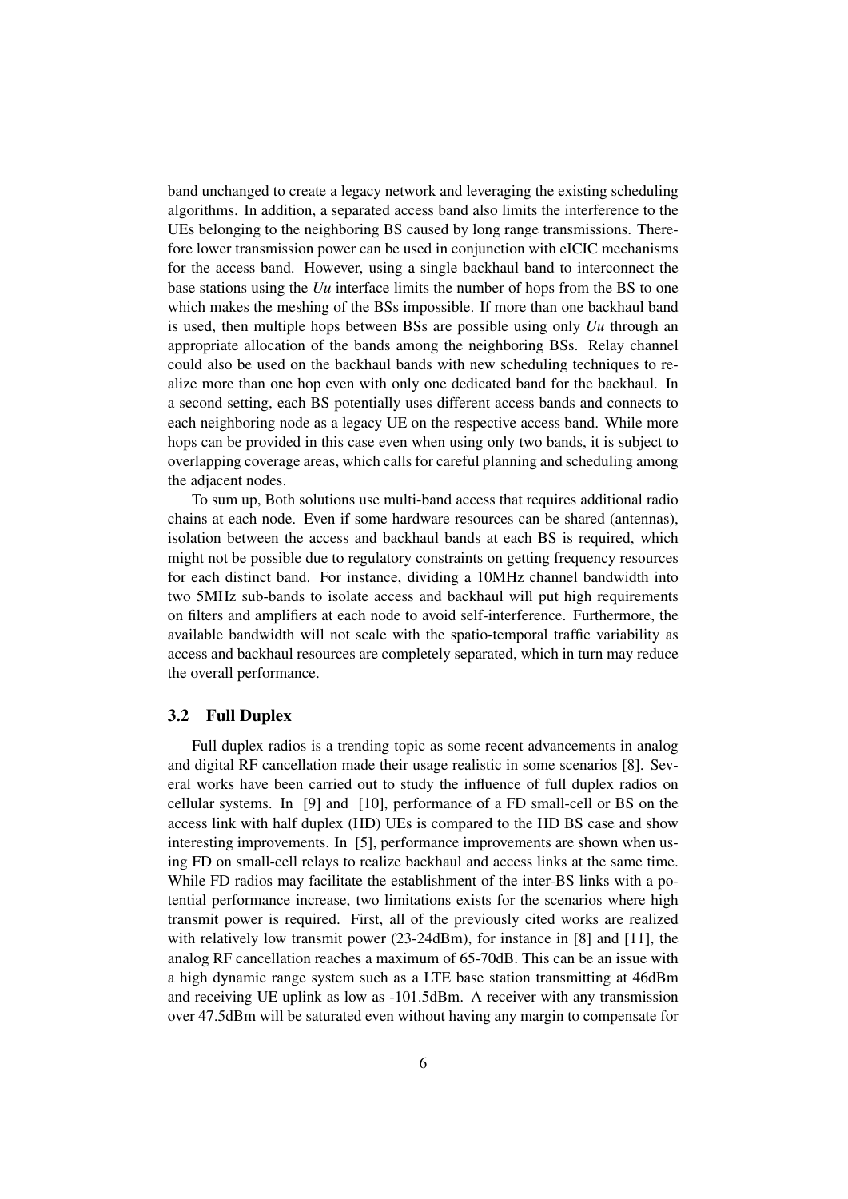band unchanged to create a legacy network and leveraging the existing scheduling algorithms. In addition, a separated access band also limits the interference to the UEs belonging to the neighboring BS caused by long range transmissions. Therefore lower transmission power can be used in conjunction with eICIC mechanisms for the access band. However, using a single backhaul band to interconnect the base stations using the *Uu* interface limits the number of hops from the BS to one which makes the meshing of the BSs impossible. If more than one backhaul band is used, then multiple hops between BSs are possible using only *Uu* through an appropriate allocation of the bands among the neighboring BSs. Relay channel could also be used on the backhaul bands with new scheduling techniques to realize more than one hop even with only one dedicated band for the backhaul. In a second setting, each BS potentially uses different access bands and connects to each neighboring node as a legacy UE on the respective access band. While more hops can be provided in this case even when using only two bands, it is subject to overlapping coverage areas, which calls for careful planning and scheduling among the adjacent nodes.

To sum up, Both solutions use multi-band access that requires additional radio chains at each node. Even if some hardware resources can be shared (antennas), isolation between the access and backhaul bands at each BS is required, which might not be possible due to regulatory constraints on getting frequency resources for each distinct band. For instance, dividing a 10MHz channel bandwidth into two 5MHz sub-bands to isolate access and backhaul will put high requirements on filters and amplifiers at each node to avoid self-interference. Furthermore, the available bandwidth will not scale with the spatio-temporal traffic variability as access and backhaul resources are completely separated, which in turn may reduce the overall performance.

### 3.2 Full Duplex

Full duplex radios is a trending topic as some recent advancements in analog and digital RF cancellation made their usage realistic in some scenarios [8]. Several works have been carried out to study the influence of full duplex radios on cellular systems. In [9] and [10], performance of a FD small-cell or BS on the access link with half duplex (HD) UEs is compared to the HD BS case and show interesting improvements. In [5], performance improvements are shown when using FD on small-cell relays to realize backhaul and access links at the same time. While FD radios may facilitate the establishment of the inter-BS links with a potential performance increase, two limitations exists for the scenarios where high transmit power is required. First, all of the previously cited works are realized with relatively low transmit power (23-24dBm), for instance in [8] and [11], the analog RF cancellation reaches a maximum of 65-70dB. This can be an issue with a high dynamic range system such as a LTE base station transmitting at 46dBm and receiving UE uplink as low as -101.5dBm. A receiver with any transmission over 47.5dBm will be saturated even without having any margin to compensate for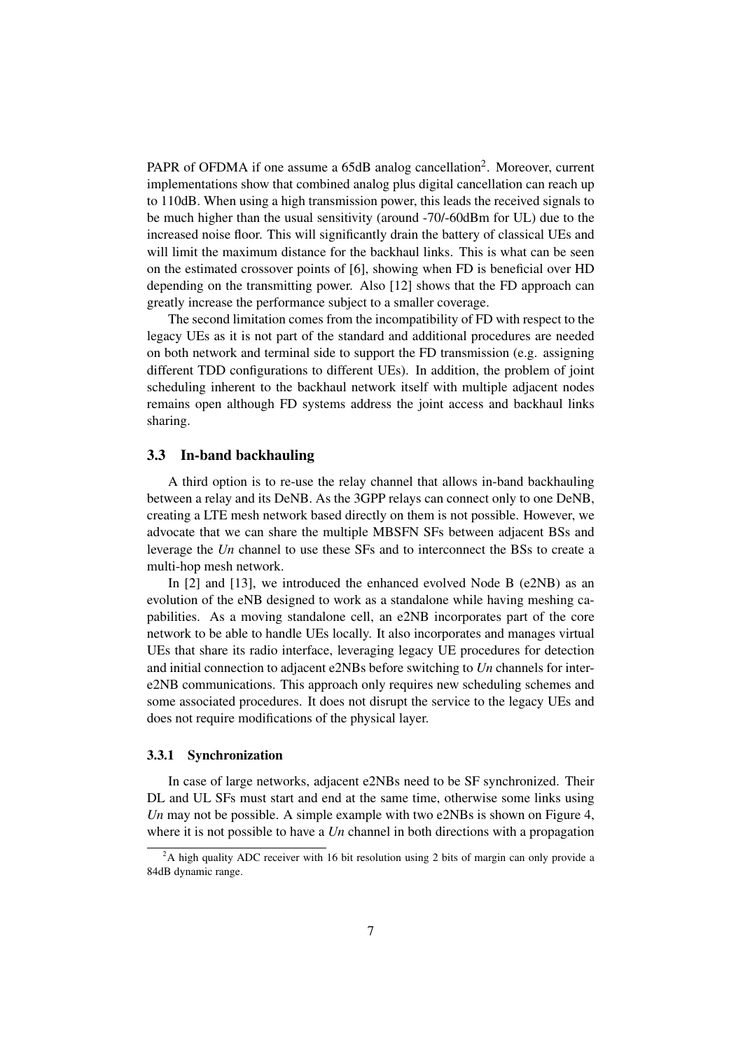PAPR of OFDMA if one assume a 65dB analog cancellation[2]. Moreover, current implementations show that combined analog plus digital cancellation can reach up to 110dB. When using a high transmission power, this leads the received signals to be much higher than the usual sensitivity (around -70/-60dBm for UL) due to the increased noise floor. This will significantly drain the battery of classical UEs and will limit the maximum distance for the backhaul links. This is what can be seen on the estimated crossover points of [6], showing when FD is beneficial over HD depending on the transmitting power. Also [12] shows that the FD approach can greatly increase the performance subject to a smaller coverage.

The second limitation comes from the incompatibility of FD with respect to the legacy UEs as it is not part of the standard and additional procedures are needed on both network and terminal side to support the FD transmission (e.g. assigning different TDD configurations to different UEs). In addition, the problem of joint scheduling inherent to the backhaul network itself with multiple adjacent nodes remains open although FD systems address the joint access and backhaul links sharing.

### 3.3 In-band backhauling

A third option is to re-use the relay channel that allows in-band backhauling between a relay and its DeNB. As the 3GPP relays can connect only to one DeNB, creating a LTE mesh network based directly on them is not possible. However, we advocate that we can share the multiple MBSFN SFs between adjacent BSs and leverage the *Un* channel to use these SFs and to interconnect the BSs to create a multi-hop mesh network.

In [2] and [13], we introduced the enhanced evolved Node B (e2NB) as an evolution of the eNB designed to work as a standalone while having meshing capabilities. As a moving standalone cell, an e2NB incorporates part of the core network to be able to handle UEs locally. It also incorporates and manages virtual UEs that share its radio interface, leveraging legacy UE procedures for detection and initial connection to adjacent e2NBs before switching to *Un* channels for inter-e2NB communications. This approach only requires new scheduling schemes and some associated procedures. It does not disrupt the service to the legacy UEs and does not require modifications of the physical layer.

#### 3.3.1 Synchronization

In case of large networks, adjacent e2NBs need to be SF synchronized. Their DL and UL SFs must start and end at the same time, otherwise some links using *Un* may not be possible. A simple example with two e2NBs is shown on Figure 4, where it is not possible to have a *Un* channel in both directions with a propagation

[2] A high quality ADC receiver with 16 bit resolution using 2 bits of margin can only provide a 84dB dynamic range.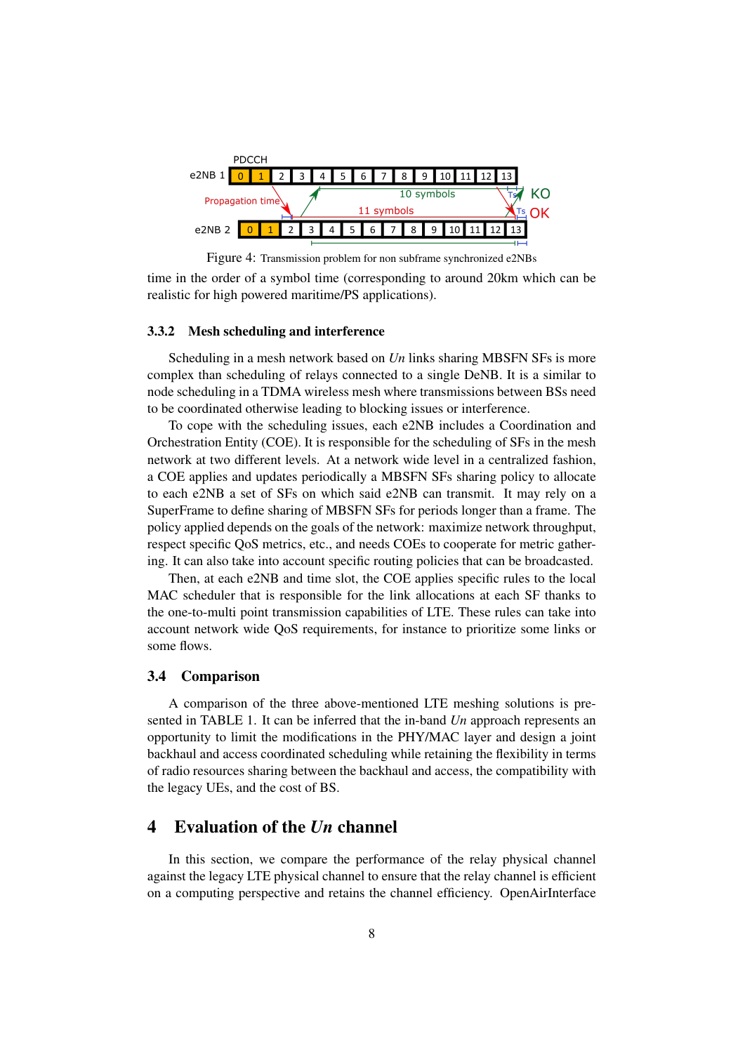Figure 4: Transmission problem for non subframe synchronized e2NBs

time in the order of a symbol time (corresponding to around 20km which can be realistic for high powered maritime/PS applications).

### 3.3.2 Mesh scheduling and interference

Scheduling in a mesh network based on *Un* links sharing MBSFN SFs is more complex than scheduling of relays connected to a single DeNB. It is a similar to node scheduling in a TDMA wireless mesh where transmissions between BSs need to be coordinated otherwise leading to blocking issues or interference.

To cope with the scheduling issues, each e2NB includes a Coordination and Orchestration Entity (COE). It is responsible for the scheduling of SFs in the mesh network at two different levels. At a network wide level in a centralized fashion, a COE applies and updates periodically a MBSFN SFs sharing policy to allocate to each e2NB a set of SFs on which said e2NB can transmit. It may rely on a SuperFrame to define sharing of MBSFN SFs for periods longer than a frame. The policy applied depends on the goals of the network: maximize network throughput, respect specific QoS metrics, etc., and needs COEs to cooperate for metric gathering. It can also take into account specific routing policies that can be broadcasted.

Then, at each e2NB and time slot, the COE applies specific rules to the local MAC scheduler that is responsible for the link allocations at each SF thanks to the one-to-multi point transmission capabilities of LTE. These rules can take into account network wide QoS requirements, for instance to prioritize some links or some flows.

## 3.4 Comparison

A comparison of the three above-mentioned LTE meshing solutions is presented in TABLE 1. It can be inferred that the in-band *Un* approach represents an opportunity to limit the modifications in the PHY/MAC layer and design a joint backhaul and access coordinated scheduling while retaining the flexibility in terms of radio resources sharing between the backhaul and access, the compatibility with the legacy UEs, and the cost of BS.

# 4 Evaluation of the *Un* channel

In this section, we compare the performance of the relay physical channel against the legacy LTE physical channel to ensure that the relay channel is efficient on a computing perspective and retains the channel efficiency. OpenAirInterface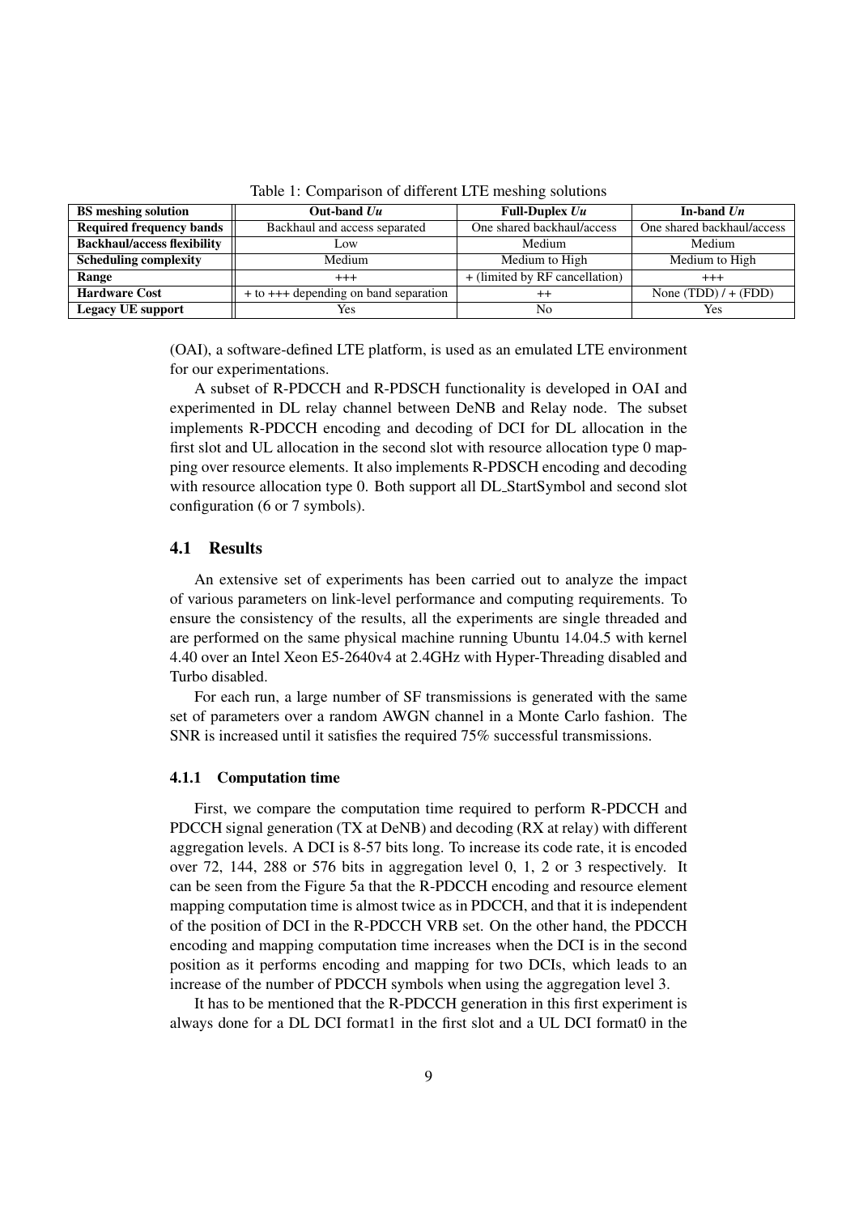Table 1: Comparison of different LTE meshing solutions

| BS meshing solution | Out-band *Uu* | Full-Duplex *Uu* | In-band *Un* |
|---|---|---|---|
| **Required frequency bands** | Backhaul and access separated | One shared backhaul/access | One shared backhaul/access |
| **Backhaul/access flexibility** | Low | Medium | Medium |
| **Scheduling complexity** | Medium | Medium to High | Medium to High |
| **Range** | +++ | + (limited by RF cancellation) | +++ |
| **Hardware Cost** | + to +++ depending on band separation | ++ | None (TDD) / + (FDD) |
| **Legacy UE support** | Yes | No | Yes |

(OAI), a software-defined LTE platform, is used as an emulated LTE environment for our experimentations.

A subset of R-PDCCH and R-PDSCH functionality is developed in OAI and experimented in DL relay channel between DeNB and Relay node. The subset implements R-PDCCH encoding and decoding of DCI for DL allocation in the first slot and UL allocation in the second slot with resource allocation type 0 mapping over resource elements. It also implements R-PDSCH encoding and decoding with resource allocation type 0. Both support all DL_StartSymbol and second slot configuration (6 or 7 symbols).

### 4.1 Results

An extensive set of experiments has been carried out to analyze the impact of various parameters on link-level performance and computing requirements. To ensure the consistency of the results, all the experiments are single threaded and are performed on the same physical machine running Ubuntu 14.04.5 with kernel 4.40 over an Intel Xeon E5-2640v4 at 2.4GHz with Hyper-Threading disabled and Turbo disabled.

For each run, a large number of SF transmissions is generated with the same set of parameters over a random AWGN channel in a Monte Carlo fashion. The SNR is increased until it satisfies the required 75% successful transmissions.

#### 4.1.1 Computation time

First, we compare the computation time required to perform R-PDCCH and PDCCH signal generation (TX at DeNB) and decoding (RX at relay) with different aggregation levels. A DCI is 8-57 bits long. To increase its code rate, it is encoded over 72, 144, 288 or 576 bits in aggregation level 0, 1, 2 or 3 respectively. It can be seen from the Figure 5a that the R-PDCCH encoding and resource element mapping computation time is almost twice as in PDCCH, and that it is independent of the position of DCI in the R-PDCCH VRB set. On the other hand, the PDCCH encoding and mapping computation time increases when the DCI is in the second position as it performs encoding and mapping for two DCIs, which leads to an increase of the number of PDCCH symbols when using the aggregation level 3.

It has to be mentioned that the R-PDCCH generation in this first experiment is always done for a DL DCI format1 in the first slot and a UL DCI format0 in the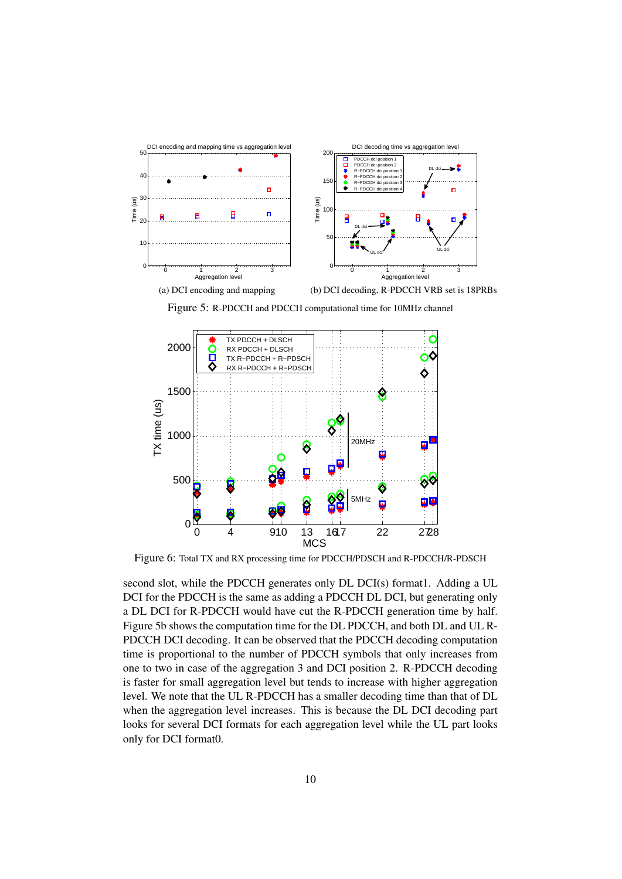(a) DCI encoding and mapping

(b) DCI decoding, R-PDCCH VRB set is 18PRBs

Figure 5: R-PDCCH and PDCCH computational time for 10MHz channel

Figure 6: Total TX and RX processing time for PDCCH/PDSCH and R-PDCCH/R-PDSCH

second slot, while the PDCCH generates only DL DCI(s) format1. Adding a UL DCI for the PDCCH is the same as adding a PDCCH DL DCI, but generating only a DL DCI for R-PDCCH would have cut the R-PDCCH generation time by half. Figure 5b shows the computation time for the DL PDCCH, and both DL and UL R-PDCCH DCI decoding. It can be observed that the PDCCH decoding computation time is proportional to the number of PDCCH symbols that only increases from one to two in case of the aggregation 3 and DCI position 2. R-PDCCH decoding is faster for small aggregation level but tends to increase with higher aggregation level. We note that the UL R-PDCCH has a smaller decoding time than that of DL when the aggregation level increases. This is because the DL DCI decoding part looks for several DCI formats for each aggregation level while the UL part looks only for DCI format0.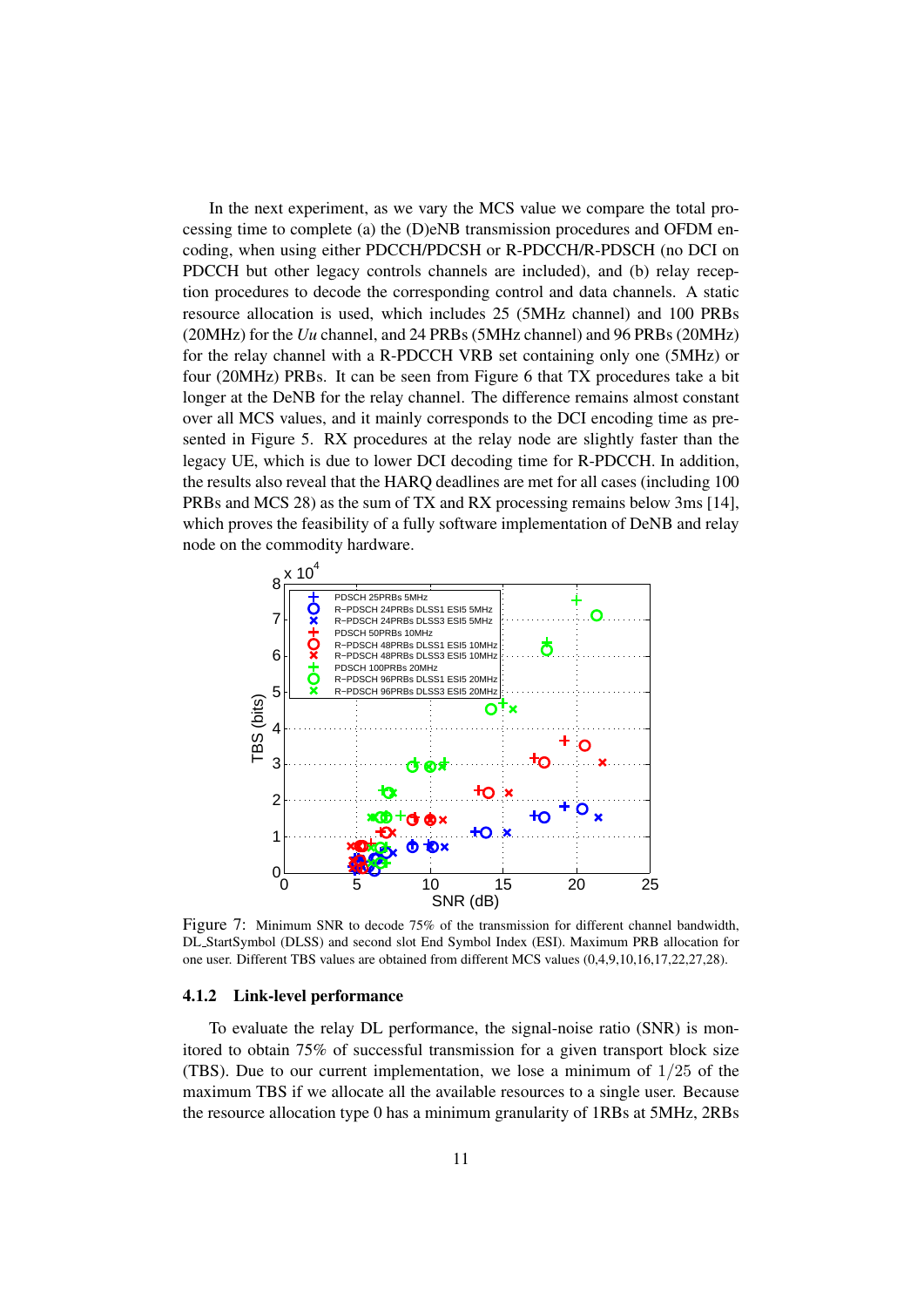In the next experiment, as we vary the MCS value we compare the total processing time to complete (a) the (D)eNB transmission procedures and OFDM encoding, when using either PDCCH/PDSCH or R-PDCCH/R-PDSCH (no DCI on PDCCH but other legacy controls channels are included), and (b) relay reception procedures to decode the corresponding control and data channels. A static resource allocation is used, which includes 25 (5MHz channel) and 100 PRBs (20MHz) for the *Uu* channel, and 24 PRBs (5MHz channel) and 96 PRBs (20MHz) for the relay channel with a R-PDCCH VRB set containing only one (5MHz) or four (20MHz) PRBs. It can be seen from Figure 6 that TX procedures take a bit longer at the DeNB for the relay channel. The difference remains almost constant over all MCS values, and it mainly corresponds to the DCI encoding time as presented in Figure 5. RX procedures at the relay node are slightly faster than the legacy UE, which is due to lower DCI decoding time for R-PDCCH. In addition, the results also reveal that the HARQ deadlines are met for all cases (including 100 PRBs and MCS 28) as the sum of TX and RX processing remains below 3ms [14], which proves the feasibility of a fully software implementation of DeNB and relay node on the commodity hardware.

Figure 7: Minimum SNR to decode 75% of the transmission for different channel bandwidth, DL_StartSymbol (DLSS) and second slot End Symbol Index (ESI). Maximum PRB allocation for one user. Different TBS values are obtained from different MCS values (0,4,9,10,16,17,22,27,28).

#### 4.1.2 Link-level performance

To evaluate the relay DL performance, the signal-noise ratio (SNR) is monitored to obtain 75% of successful transmission for a given transport block size (TBS). Due to our current implementation, we lose a minimum of $1/25$ of the maximum TBS if we allocate all the available resources to a single user. Because the resource allocation type 0 has a minimum granularity of 1RBs at 5MHz, 2RBs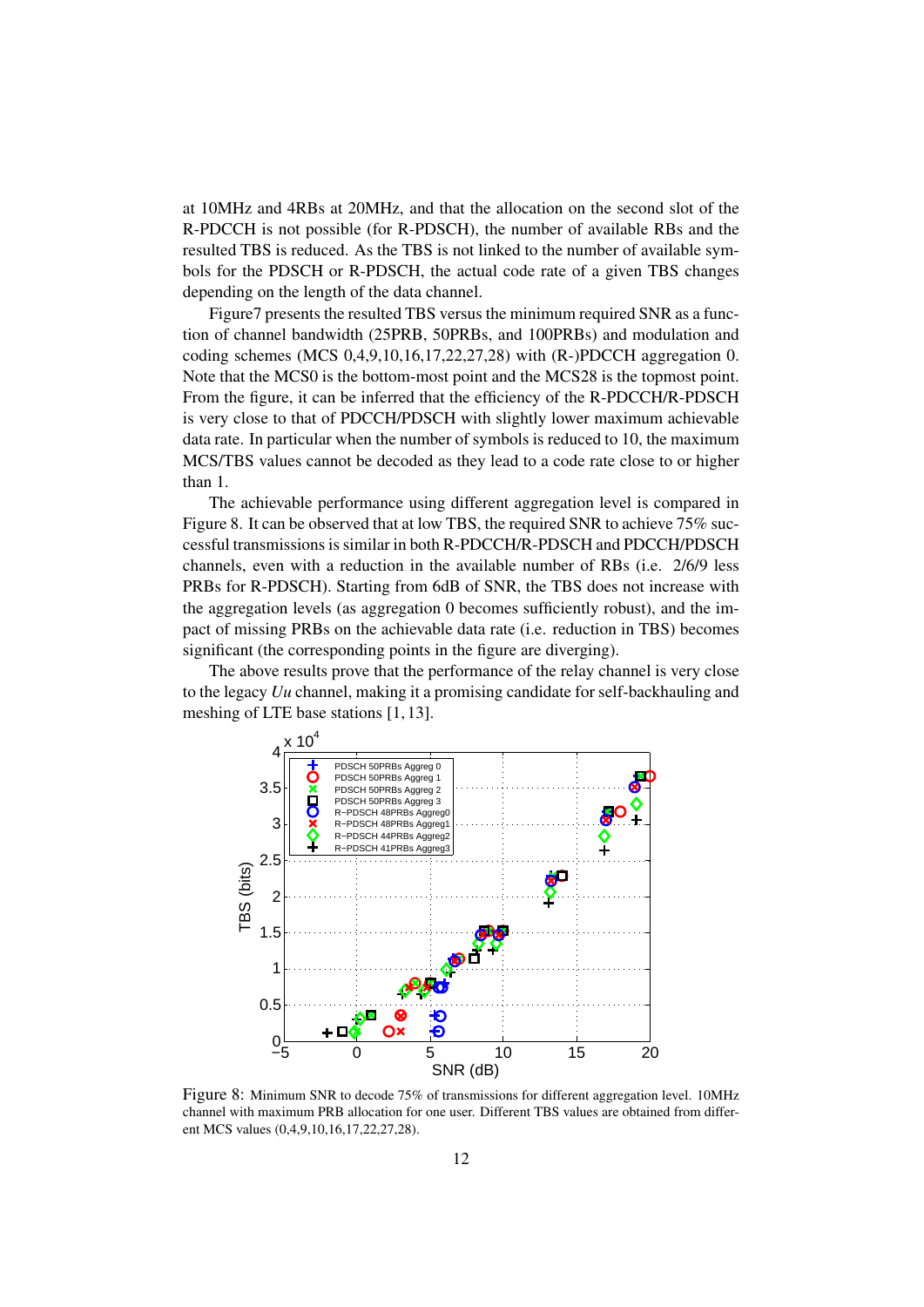at 10MHz and 4RBs at 20MHz, and that the allocation on the second slot of the R-PDCCH is not possible (for R-PDSCH), the number of available RBs and the resulted TBS is reduced. As the TBS is not linked to the number of available symbols for the PDSCH or R-PDSCH, the actual code rate of a given TBS changes depending on the length of the data channel.

Figure7 presents the resulted TBS versus the minimum required SNR as a function of channel bandwidth (25PRB, 50PRBs, and 100PRBs) and modulation and coding schemes (MCS 0,4,9,10,16,17,22,27,28) with (R-)PDCCH aggregation 0. Note that the MCS0 is the bottom-most point and the MCS28 is the topmost point. From the figure, it can be inferred that the efficiency of the R-PDCCH/R-PDSCH is very close to that of PDCCH/PDSCH with slightly lower maximum achievable data rate. In particular when the number of symbols is reduced to 10, the maximum MCS/TBS values cannot be decoded as they lead to a code rate close to or higher than 1.

The achievable performance using different aggregation level is compared in Figure 8. It can be observed that at low TBS, the required SNR to achieve 75% successful transmissions is similar in both R-PDCCH/R-PDSCH and PDCCH/PDSCH channels, even with a reduction in the available number of RBs (i.e. 2/6/9 less PRBs for R-PDSCH). Starting from 6dB of SNR, the TBS does not increase with the aggregation levels (as aggregation 0 becomes sufficiently robust), and the impact of missing PRBs on the achievable data rate (i.e. reduction in TBS) becomes significant (the corresponding points in the figure are diverging).

The above results prove that the performance of the relay channel is very close to the legacy *Uu* channel, making it a promising candidate for self-backhauling and meshing of LTE base stations [1, 13].

Figure 8: Minimum SNR to decode 75% of transmissions for different aggregation level. 10MHz channel with maximum PRB allocation for one user. Different TBS values are obtained from different MCS values (0,4,9,10,16,17,22,27,28).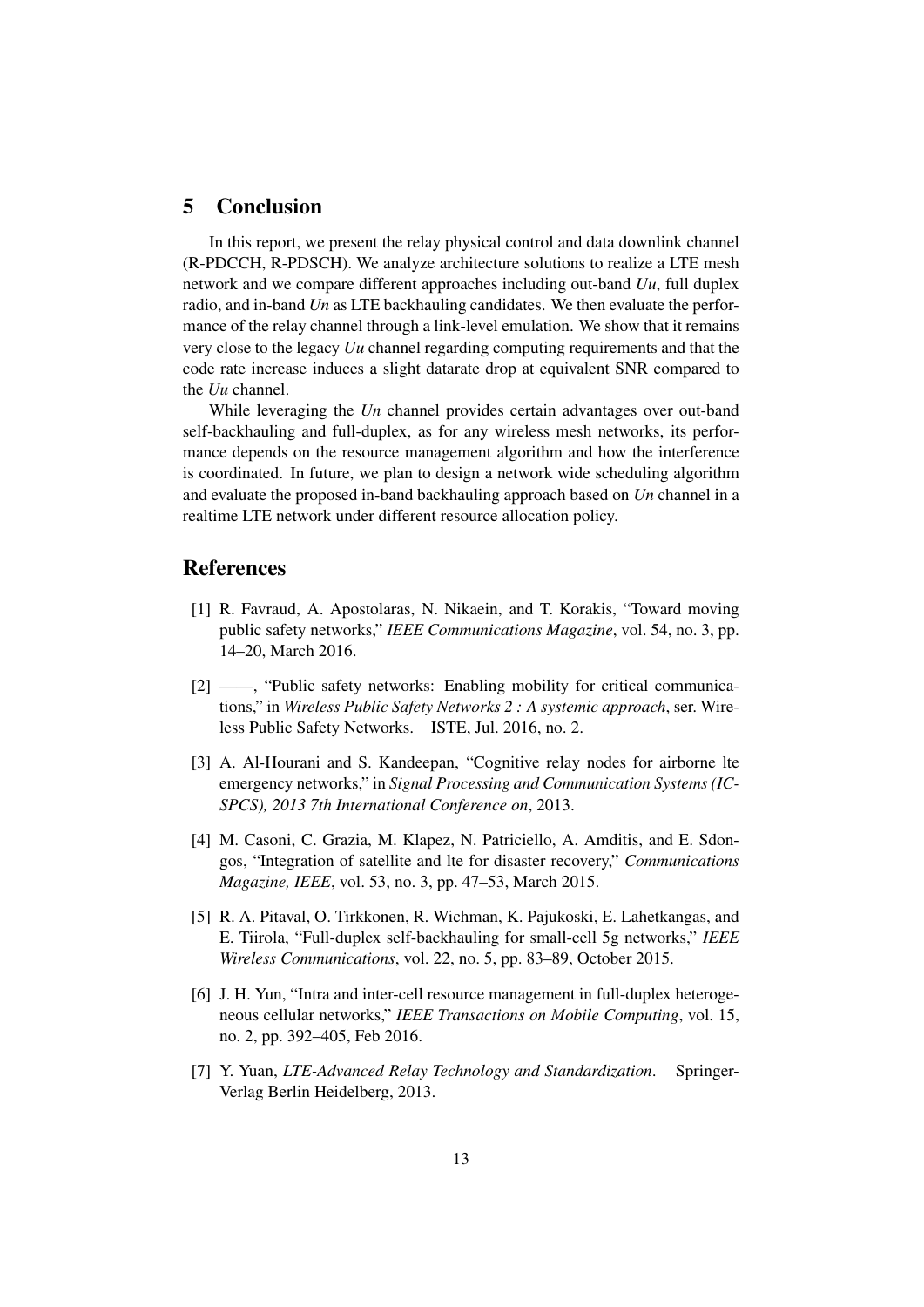## 5 Conclusion

In this report, we present the relay physical control and data downlink channel (R-PDCCH, R-PDSCH). We analyze architecture solutions to realize a LTE mesh network and we compare different approaches including out-band *Uu*, full duplex radio, and in-band *Un* as LTE backhauling candidates. We then evaluate the performance of the relay channel through a link-level emulation. We show that it remains very close to the legacy *Uu* channel regarding computing requirements and that the code rate increase induces a slight datarate drop at equivalent SNR compared to the *Uu* channel.

While leveraging the *Un* channel provides certain advantages over out-band self-backhauling and full-duplex, as for any wireless mesh networks, its performance depends on the resource management algorithm and how the interference is coordinated. In future, we plan to design a network wide scheduling algorithm and evaluate the proposed in-band backhauling approach based on *Un* channel in a realtime LTE network under different resource allocation policy.

## References

[1] R. Favraud, A. Apostolaras, N. Nikaein, and T. Korakis, "Toward moving public safety networks," *IEEE Communications Magazine*, vol. 54, no. 3, pp. 14–20, March 2016.

[2] ——, "Public safety networks: Enabling mobility for critical communications," in *Wireless Public Safety Networks 2 : A systemic approach*, ser. Wireless Public Safety Networks. ISTE, Jul. 2016, no. 2.

[3] A. Al-Hourani and S. Kandeepan, "Cognitive relay nodes for airborne lte emergency networks," in *Signal Processing and Communication Systems (ICSPCS), 2013 7th International Conference on*, 2013.

[4] M. Casoni, C. Grazia, M. Klapez, N. Patriciello, A. Amditis, and E. Sdongos, "Integration of satellite and lte for disaster recovery," *Communications Magazine, IEEE*, vol. 53, no. 3, pp. 47–53, March 2015.

[5] R. A. Pitaval, O. Tirkkonen, R. Wichman, K. Pajukoski, E. Lahetkangas, and E. Tiirola, "Full-duplex self-backhauling for small-cell 5g networks," *IEEE Wireless Communications*, vol. 22, no. 5, pp. 83–89, October 2015.

[6] J. H. Yun, "Intra and inter-cell resource management in full-duplex heterogeneous cellular networks," *IEEE Transactions on Mobile Computing*, vol. 15, no. 2, pp. 392–405, Feb 2016.

[7] Y. Yuan, *LTE-Advanced Relay Technology and Standardization*. Springer-Verlag Berlin Heidelberg, 2013.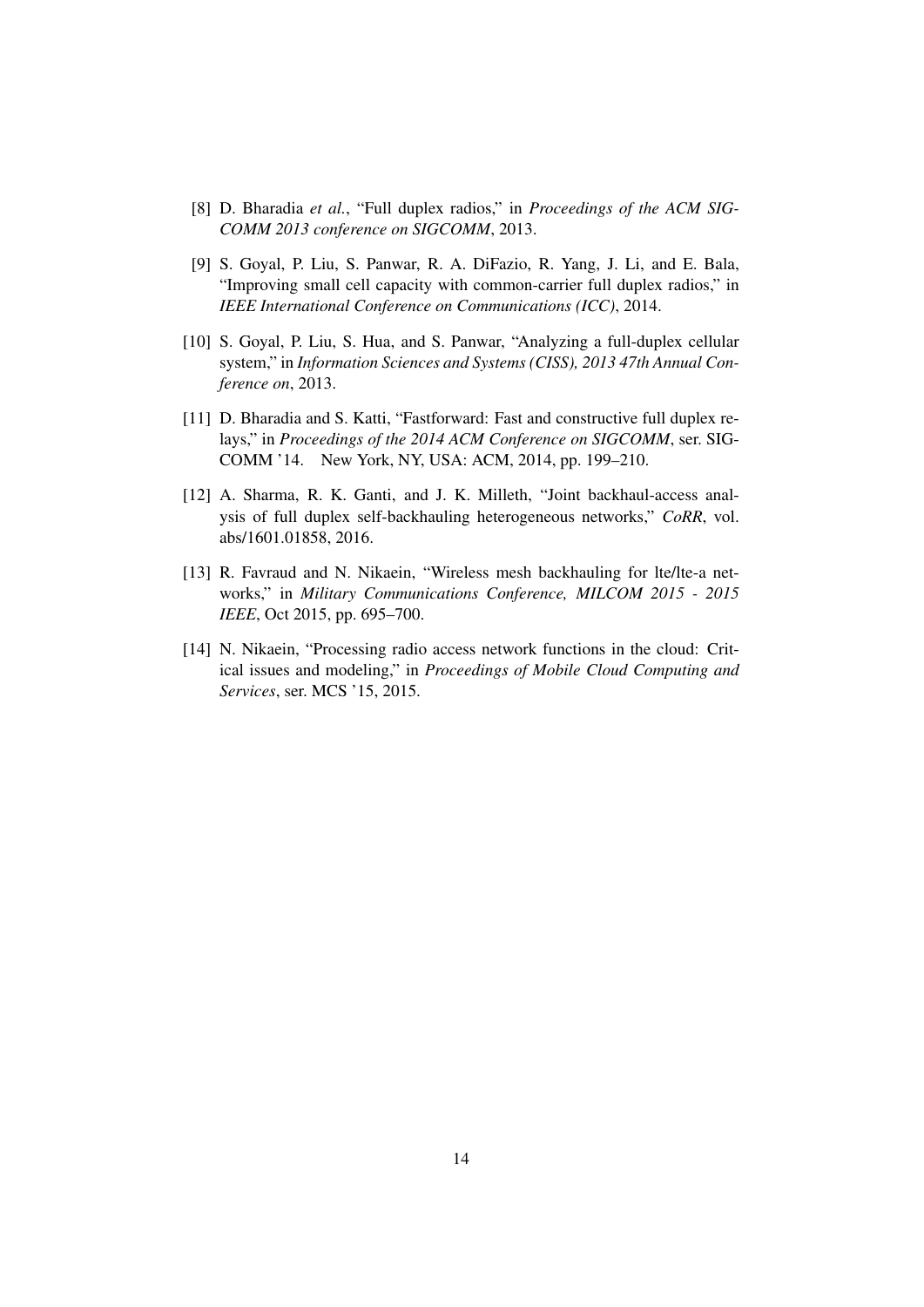[8] D. Bharadia *et al.*, “Full duplex radios,” in *Proceedings of the ACM SIGCOMM 2013 conference on SIGCOMM*, 2013.

[9] S. Goyal, P. Liu, S. Panwar, R. A. DiFazio, R. Yang, J. Li, and E. Bala, “Improving small cell capacity with common-carrier full duplex radios,” in *IEEE International Conference on Communications (ICC)*, 2014.

[10] S. Goyal, P. Liu, S. Hua, and S. Panwar, “Analyzing a full-duplex cellular system,” in *Information Sciences and Systems (CISS), 2013 47th Annual Conference on*, 2013.

[11] D. Bharadia and S. Katti, “Fastforward: Fast and constructive full duplex relays,” in *Proceedings of the 2014 ACM Conference on SIGCOMM*, ser. SIGCOMM ’14. New York, NY, USA: ACM, 2014, pp. 199–210.

[12] A. Sharma, R. K. Ganti, and J. K. Milleth, “Joint backhaul-access analysis of full duplex self-backhauling heterogeneous networks,” *CoRR*, vol. abs/1601.01858, 2016.

[13] R. Favraud and N. Nikaein, “Wireless mesh backhauling for lte/lte-a networks,” in *Military Communications Conference, MILCOM 2015 - 2015 IEEE*, Oct 2015, pp. 695–700.

[14] N. Nikaein, “Processing radio access network functions in the cloud: Critical issues and modeling,” in *Proceedings of Mobile Cloud Computing and Services*, ser. MCS ’15, 2015.